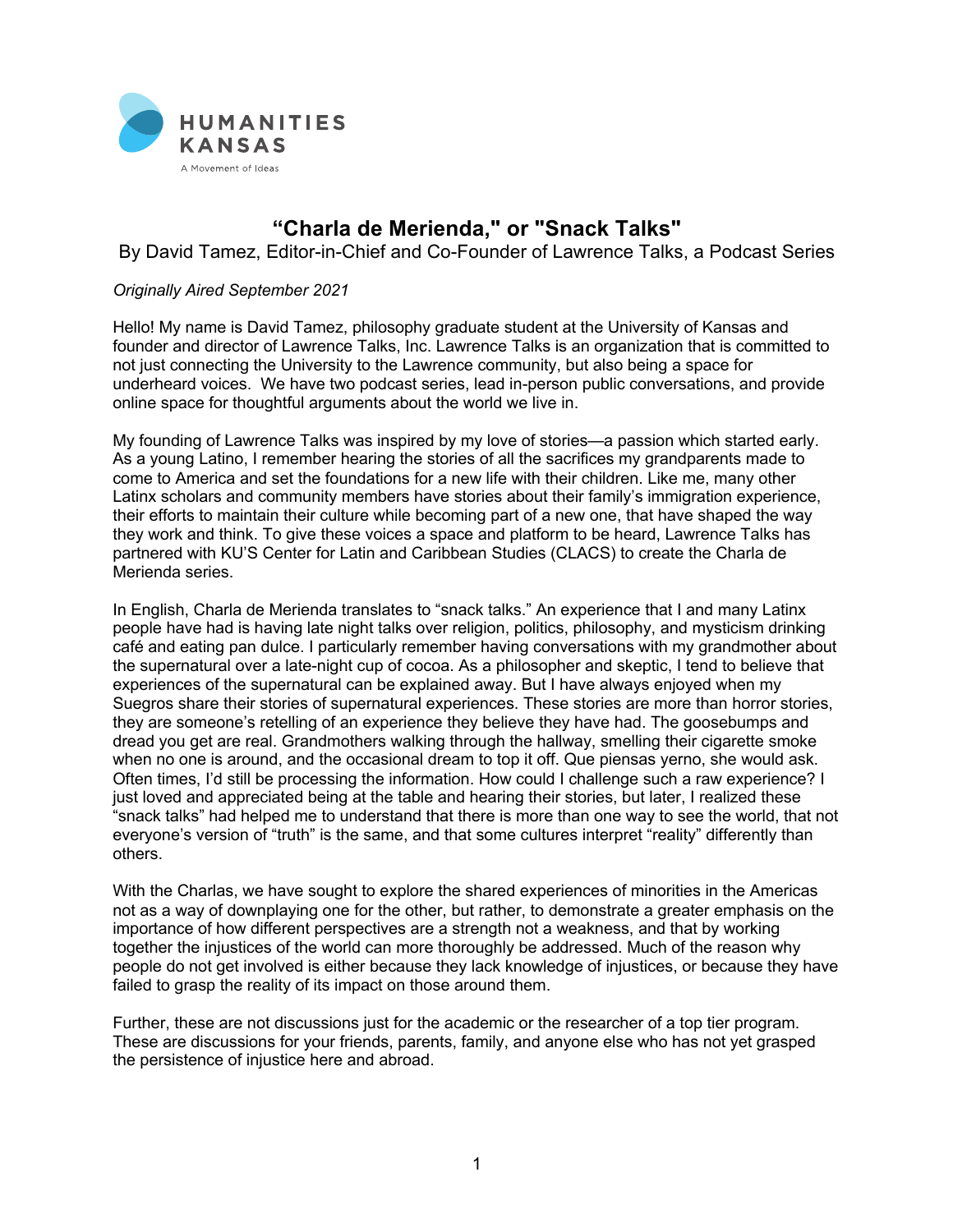HUMANITIES KANSAS

A Movement of Ideas

# “Charla de Merienda," or "Snack Talks"

By David Tamez, Editor-in-Chief and Co-Founder of Lawrence Talks, a Podcast Series

*Originally Aired September 2021*

Hello! My name is David Tamez, philosophy graduate student at the University of Kansas and founder and director of Lawrence Talks, Inc. Lawrence Talks is an organization that is committed to not just connecting the University to the Lawrence community, but also being a space for underheard voices. We have two podcast series, lead in-person public conversations, and provide online space for thoughtful arguments about the world we live in.

My founding of Lawrence Talks was inspired by my love of stories—a passion which started early. As a young Latino, I remember hearing the stories of all the sacrifices my grandparents made to come to America and set the foundations for a new life with their children. Like me, many other Latinx scholars and community members have stories about their family's immigration experience, their efforts to maintain their culture while becoming part of a new one, that have shaped the way they work and think. To give these voices a space and platform to be heard, Lawrence Talks has partnered with KU'S Center for Latin and Caribbean Studies (CLACS) to create the Charla de Merienda series.

In English, Charla de Merienda translates to "snack talks." An experience that I and many Latinx people have had is having late night talks over religion, politics, philosophy, and mysticism drinking café and eating pan dulce. I particularly remember having conversations with my grandmother about the supernatural over a late-night cup of cocoa. As a philosopher and skeptic, I tend to believe that experiences of the supernatural can be explained away. But I have always enjoyed when my Suegros share their stories of supernatural experiences. These stories are more than horror stories, they are someone's retelling of an experience they believe they have had. The goosebumps and dread you get are real. Grandmothers walking thorough the hallway, smelling their cigarette smoke when no one is around, and the occasional dream to top it off. Que piensas yerno, she would ask. Often times, I'd still be processing the information. How could I challenge such a raw experience? I just loved and appreciated being at the table and hearing their stories, but later, I realized these "snack talks" had helped me to understand that there is more than one way to see the world, that not everyone's version of "truth" is the same, and that some cultures interpret "reality" differently than others.

With the Charlas, we have sought to explore the shared experiences of minorities in the Americas not as a way of downplaying one for the other, but rather, to demonstrate a greater emphasis on the importance of how different perspectives are a strength not a weakness, and that by working together the injustices of the world can more thoroughly be addressed. Much of the reason why people do not get involved is either because they lack knowledge of injustices, or because they have failed to grasp the reality of its impact on those around them.

Further, these are not discussions just for the academic or the researcher of a top tier program. These are discussions for your friends, parents, family, and anyone else who has not yet grasped the persistence of injustice here and abroad.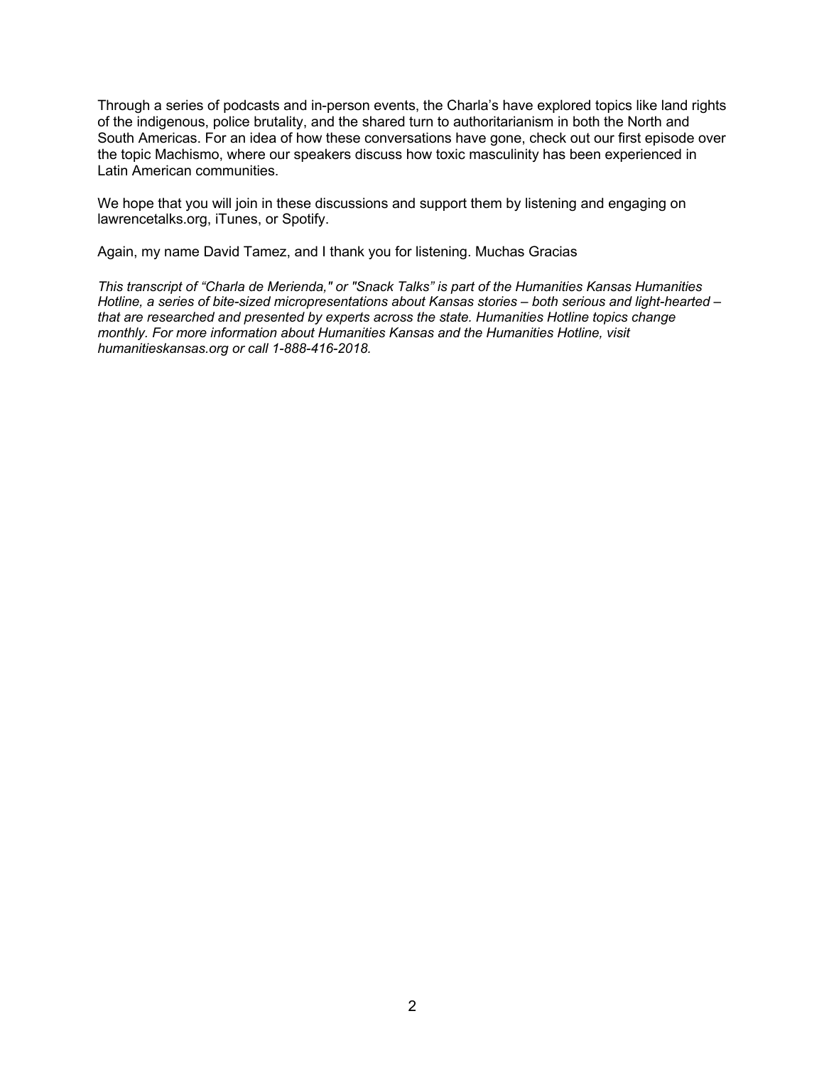Through a series of podcasts and in-person events, the Charla's have explored topics like land rights of the indigenous, police brutality, and the shared turn to authoritarianism in both the North and South Americas. For an idea of how these conversations have gone, check out our first episode over the topic Machismo, where our speakers discuss how toxic masculinity has been experienced in Latin American communities.

We hope that you will join in these discussions and support them by listening and engaging on lawrencetalks.org, iTunes, or Spotify.

Again, my name David Tamez, and I thank you for listening. Muchas Gracias

*This transcript of "Charla de Merienda," or "Snack Talks" is part of the Humanities Kansas Humanities Hotline, a series of bite-sized micropresentations about Kansas stories – both serious and light-hearted – that are researched and presented by experts across the state. Humanities Hotline topics change monthly. For more information about Humanities Kansas and the Humanities Hotline, visit humanitieskansas.org or call 1-888-416-2018.*